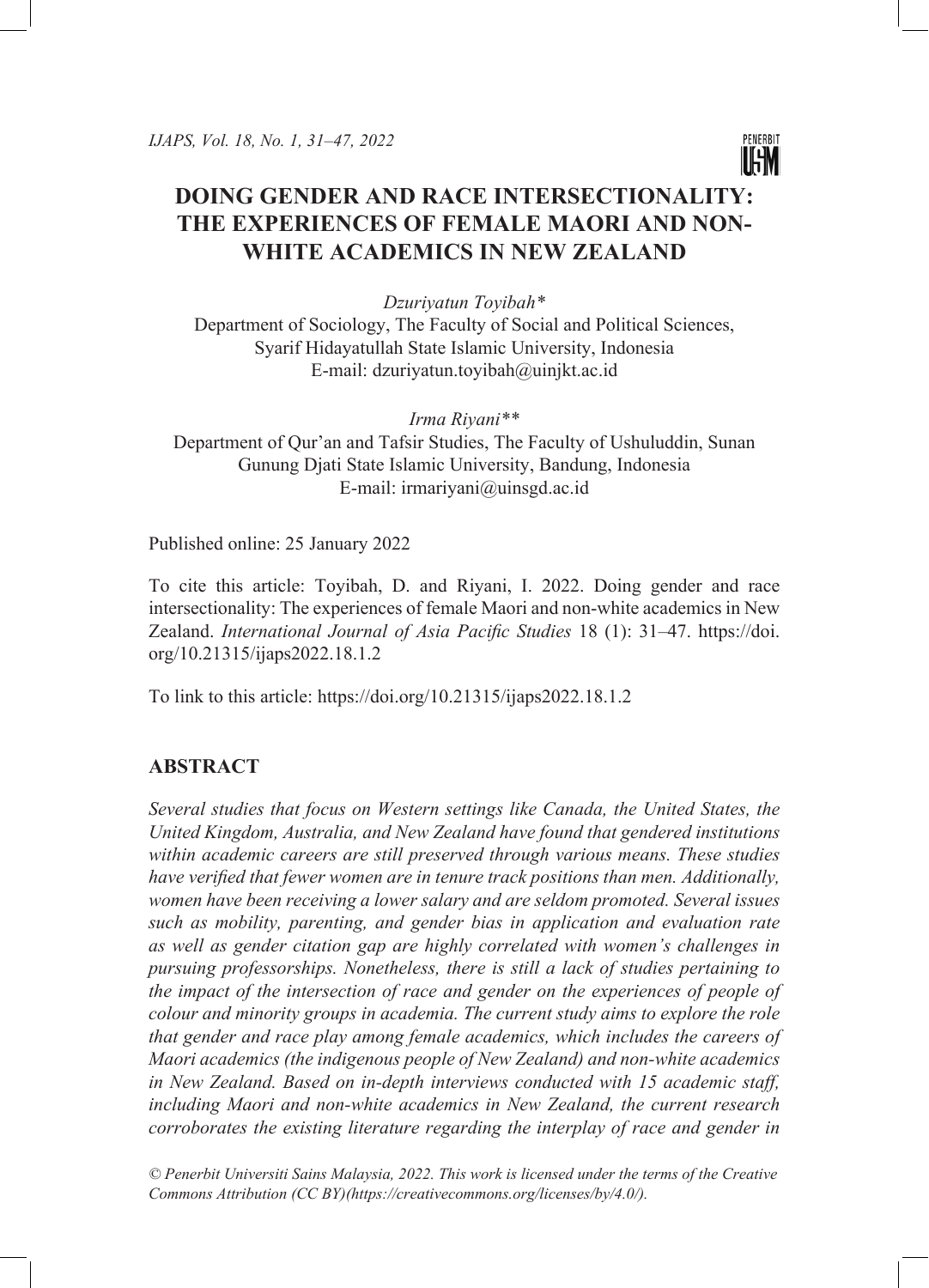# DOING GENDER AND RACE INTERSECTIONALITY: THE EXPERIENCES OF FEMALE MAORI AND NON-WHITE ACADEMICS IN NEW ZEALAND

*Dzuriyatun Toyibah\**

Department of Sociology, The Faculty of Social and Political Sciences, Syarif Hidayatullah State Islamic University, Indonesia
E-mail: dzuriyatun.toyibah@uinjkt.ac.id

*Irma Riyani\*\**

Department of Qur'an and Tafsir Studies, The Faculty of Ushuluddin, Sunan Gunung Djati State Islamic University, Bandung, Indonesia
E-mail: irmariyani@uinsgd.ac.id

Published online: 25 January 2022

To cite this article: Toyibah, D. and Riyani, I. 2022. Doing gender and race intersectionality: The experiences of female Maori and non-white academics in New Zealand. *International Journal of Asia Pacific Studies* 18 (1): 31–47. https://doi.org/10.21315/ijaps2022.18.1.2

To link to this article: https://doi.org/10.21315/ijaps2022.18.1.2

## ABSTRACT

*Several studies that focus on Western settings like Canada, the United States, the United Kingdom, Australia, and New Zealand have found that gendered institutions within academic careers are still preserved through various means. These studies have verified that fewer women are in tenure track positions than men. Additionally, women have been receiving a lower salary and are seldom promoted. Several issues such as mobility, parenting, and gender bias in application and evaluation rate as well as gender citation gap are highly correlated with women's challenges in pursuing professorships. Nonetheless, there is still a lack of studies pertaining to the impact of the intersection of race and gender on the experiences of people of colour and minority groups in academia. The current study aims to explore the role that gender and race play among female academics, which includes the careers of Maori academics (the indigenous people of New Zealand) and non-white academics in New Zealand. Based on in-depth interviews conducted with 15 academic staff, including Maori and non-white academics in New Zealand, the current research corroborates the existing literature regarding the interplay of race and gender in*

*© Penerbit Universiti Sains Malaysia, 2022. This work is licensed under the terms of the Creative Commons Attribution (CC BY)(https://creativecommons.org/licenses/by/4.0/).*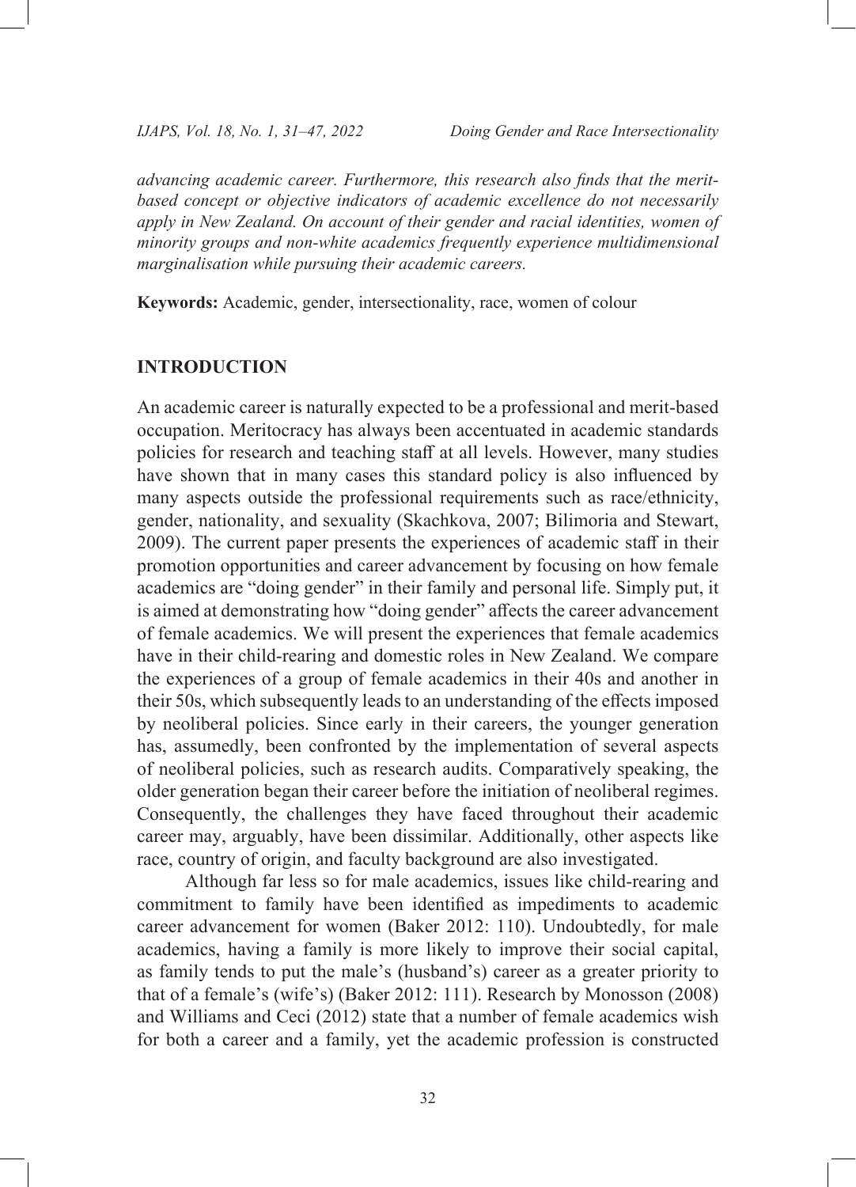*advancing academic career. Furthermore, this research also finds that the merit-based concept or objective indicators of academic excellence do not necessarily apply in New Zealand. On account of their gender and racial identities, women of minority groups and non-white academics frequently experience multidimensional marginalisation while pursuing their academic careers.*

**Keywords:** Academic, gender, intersectionality, race, women of colour

## INTRODUCTION

An academic career is naturally expected to be a professional and merit-based occupation. Meritocracy has always been accentuated in academic standards policies for research and teaching staff at all levels. However, many studies have shown that in many cases this standard policy is also influenced by many aspects outside the professional requirements such as race/ethnicity, gender, nationality, and sexuality (Skachkova, 2007; Bilimoria and Stewart, 2009). The current paper presents the experiences of academic staff in their promotion opportunities and career advancement by focusing on how female academics are "doing gender" in their family and personal life. Simply put, it is aimed at demonstrating how "doing gender" affects the career advancement of female academics. We will present the experiences that female academics have in their child-rearing and domestic roles in New Zealand. We compare the experiences of a group of female academics in their 40s and another in their 50s, which subsequently leads to an understanding of the effects imposed by neoliberal policies. Since early in their careers, the younger generation has, assumedly, been confronted by the implementation of several aspects of neoliberal policies, such as research audits. Comparatively speaking, the older generation began their career before the initiation of neoliberal regimes. Consequently, the challenges they have faced throughout their academic career may, arguably, have been dissimilar. Additionally, other aspects like race, country of origin, and faculty background are also investigated.

Although far less so for male academics, issues like child-rearing and commitment to family have been identified as impediments to academic career advancement for women (Baker 2012: 110). Undoubtedly, for male academics, having a family is more likely to improve their social capital, as family tends to put the male's (husband's) career as a greater priority to that of a female's (wife's) (Baker 2012: 111). Research by Monosson (2008) and Williams and Ceci (2012) state that a number of female academics wish for both a career and a family, yet the academic profession is constructed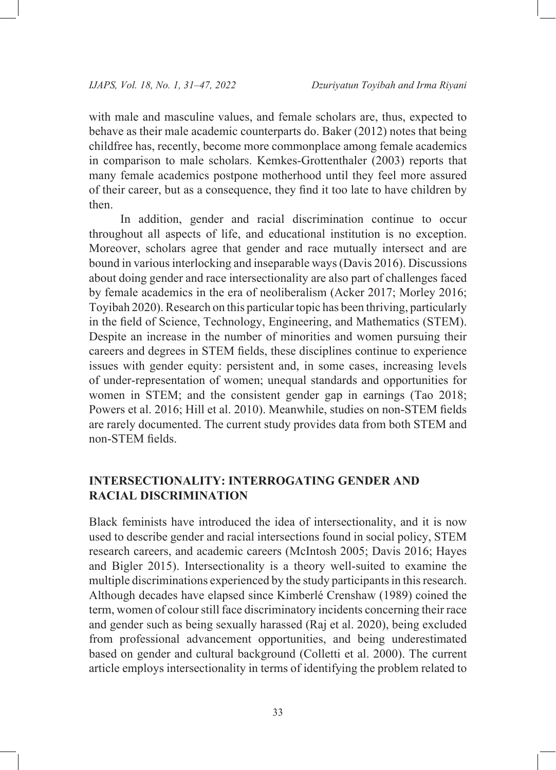with male and masculine values, and female scholars are, thus, expected to behave as their male academic counterparts do. Baker (2012) notes that being childfree has, recently, become more commonplace among female academics in comparison to male scholars. Kemkes-Grottenthaler (2003) reports that many female academics postpone motherhood until they feel more assured of their career, but as a consequence, they find it too late to have children by then.

In addition, gender and racial discrimination continue to occur throughout all aspects of life, and educational institution is no exception. Moreover, scholars agree that gender and race mutually intersect and are bound in various interlocking and inseparable ways (Davis 2016). Discussions about doing gender and race intersectionality are also part of challenges faced by female academics in the era of neoliberalism (Acker 2017; Morley 2016; Toyibah 2020). Research on this particular topic has been thriving, particularly in the field of Science, Technology, Engineering, and Mathematics (STEM). Despite an increase in the number of minorities and women pursuing their careers and degrees in STEM fields, these disciplines continue to experience issues with gender equity: persistent and, in some cases, increasing levels of under-representation of women; unequal standards and opportunities for women in STEM; and the consistent gender gap in earnings (Tao 2018; Powers et al. 2016; Hill et al. 2010). Meanwhile, studies on non-STEM fields are rarely documented. The current study provides data from both STEM and non-STEM fields.

## INTERSECTIONALITY: INTERROGATING GENDER AND RACIAL DISCRIMINATION

Black feminists have introduced the idea of intersectionality, and it is now used to describe gender and racial intersections found in social policy, STEM research careers, and academic careers (McIntosh 2005; Davis 2016; Hayes and Bigler 2015). Intersectionality is a theory well-suited to examine the multiple discriminations experienced by the study participants in this research. Although decades have elapsed since Kimberlé Crenshaw (1989) coined the term, women of colour still face discriminatory incidents concerning their race and gender such as being sexually harassed (Raj et al. 2020), being excluded from professional advancement opportunities, and being underestimated based on gender and cultural background (Colletti et al. 2000). The current article employs intersectionality in terms of identifying the problem related to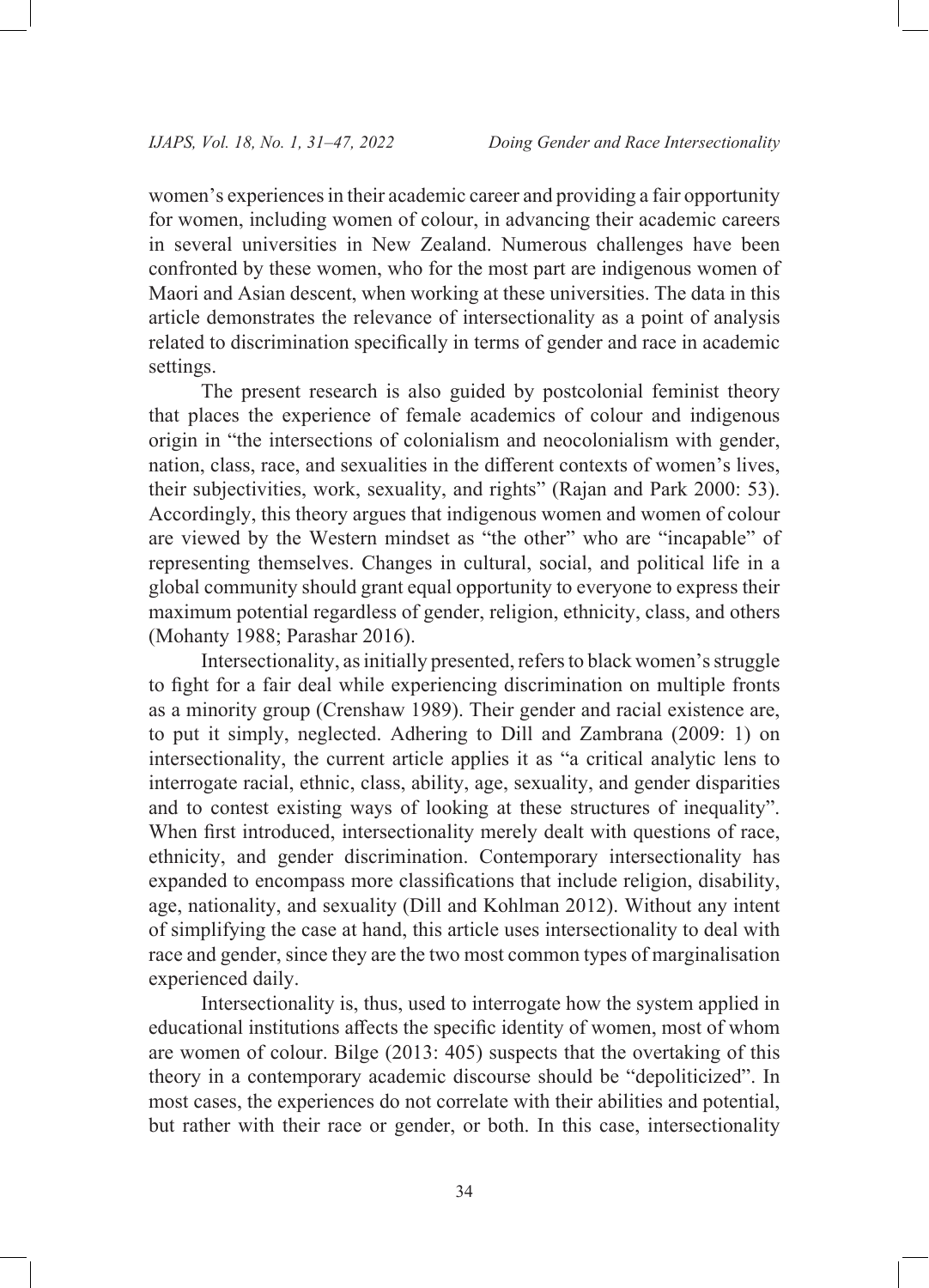women's experiences in their academic career and providing a fair opportunity for women, including women of colour, in advancing their academic careers in several universities in New Zealand. Numerous challenges have been confronted by these women, who for the most part are indigenous women of Maori and Asian descent, when working at these universities. The data in this article demonstrates the relevance of intersectionality as a point of analysis related to discrimination specifically in terms of gender and race in academic settings.

The present research is also guided by postcolonial feminist theory that places the experience of female academics of colour and indigenous origin in "the intersections of colonialism and neocolonialism with gender, nation, class, race, and sexualities in the different contexts of women's lives, their subjectivities, work, sexuality, and rights" (Rajan and Park 2000: 53). Accordingly, this theory argues that indigenous women and women of colour are viewed by the Western mindset as "the other" who are "incapable" of representing themselves. Changes in cultural, social, and political life in a global community should grant equal opportunity to everyone to express their maximum potential regardless of gender, religion, ethnicity, class, and others (Mohanty 1988; Parashar 2016).

Intersectionality, as initially presented, refers to black women's struggle to fight for a fair deal while experiencing discrimination on multiple fronts as a minority group (Crenshaw 1989). Their gender and racial existence are, to put it simply, neglected. Adhering to Dill and Zambrana (2009: 1) on intersectionality, the current article applies it as "a critical analytic lens to interrogate racial, ethnic, class, ability, age, sexuality, and gender disparities and to contest existing ways of looking at these structures of inequality". When first introduced, intersectionality merely dealt with questions of race, ethnicity, and gender discrimination. Contemporary intersectionality has expanded to encompass more classifications that include religion, disability, age, nationality, and sexuality (Dill and Kohlman 2012). Without any intent of simplifying the case at hand, this article uses intersectionality to deal with race and gender, since they are the two most common types of marginalisation experienced daily.

Intersectionality is, thus, used to interrogate how the system applied in educational institutions affects the specific identity of women, most of whom are women of colour. Bilge (2013: 405) suspects that the overtaking of this theory in a contemporary academic discourse should be "depoliticized". In most cases, the experiences do not correlate with their abilities and potential, but rather with their race or gender, or both. In this case, intersectionality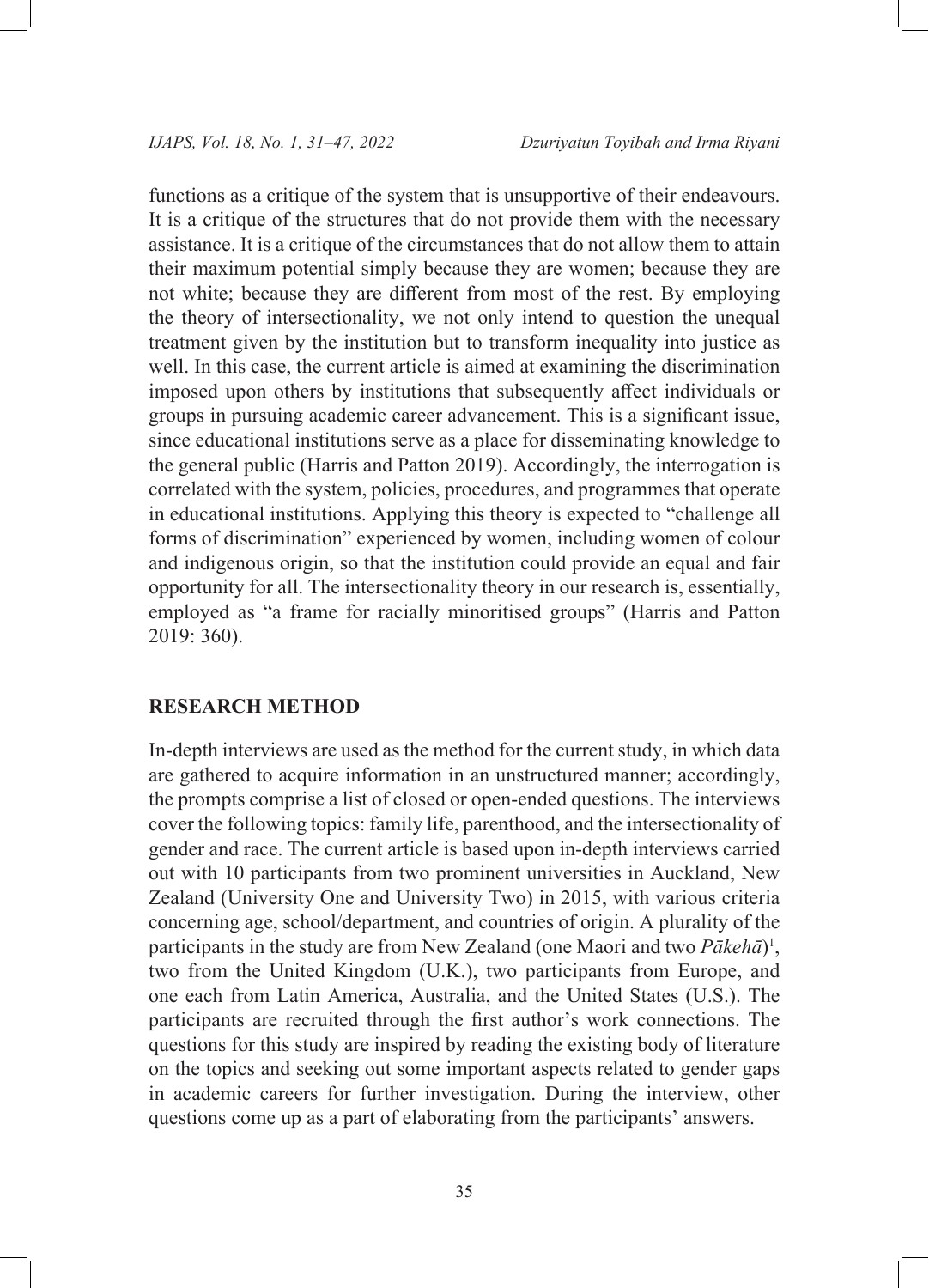functions as a critique of the system that is unsupportive of their endeavours. It is a critique of the structures that do not provide them with the necessary assistance. It is a critique of the circumstances that do not allow them to attain their maximum potential simply because they are women; because they are not white; because they are different from most of the rest. By employing the theory of intersectionality, we not only intend to question the unequal treatment given by the institution but to transform inequality into justice as well. In this case, the current article is aimed at examining the discrimination imposed upon others by institutions that subsequently affect individuals or groups in pursuing academic career advancement. This is a significant issue, since educational institutions serve as a place for disseminating knowledge to the general public (Harris and Patton 2019). Accordingly, the interrogation is correlated with the system, policies, procedures, and programmes that operate in educational institutions. Applying this theory is expected to "challenge all forms of discrimination" experienced by women, including women of colour and indigenous origin, so that the institution could provide an equal and fair opportunity for all. The intersectionality theory in our research is, essentially, employed as "a frame for racially minoritised groups" (Harris and Patton 2019: 360).

## RESEARCH METHOD

In-depth interviews are used as the method for the current study, in which data are gathered to acquire information in an unstructured manner; accordingly, the prompts comprise a list of closed or open-ended questions. The interviews cover the following topics: family life, parenthood, and the intersectionality of gender and race. The current article is based upon in-depth interviews carried out with 10 participants from two prominent universities in Auckland, New Zealand (University One and University Two) in 2015, with various criteria concerning age, school/department, and countries of origin. A plurality of the participants in the study are from New Zealand (one Maori and two *Pākehā*)[1], two from the United Kingdom (U.K.), two participants from Europe, and one each from Latin America, Australia, and the United States (U.S.). The participants are recruited through the first author's work connections. The questions for this study are inspired by reading the existing body of literature on the topics and seeking out some important aspects related to gender gaps in academic careers for further investigation. During the interview, other questions come up as a part of elaborating from the participants' answers.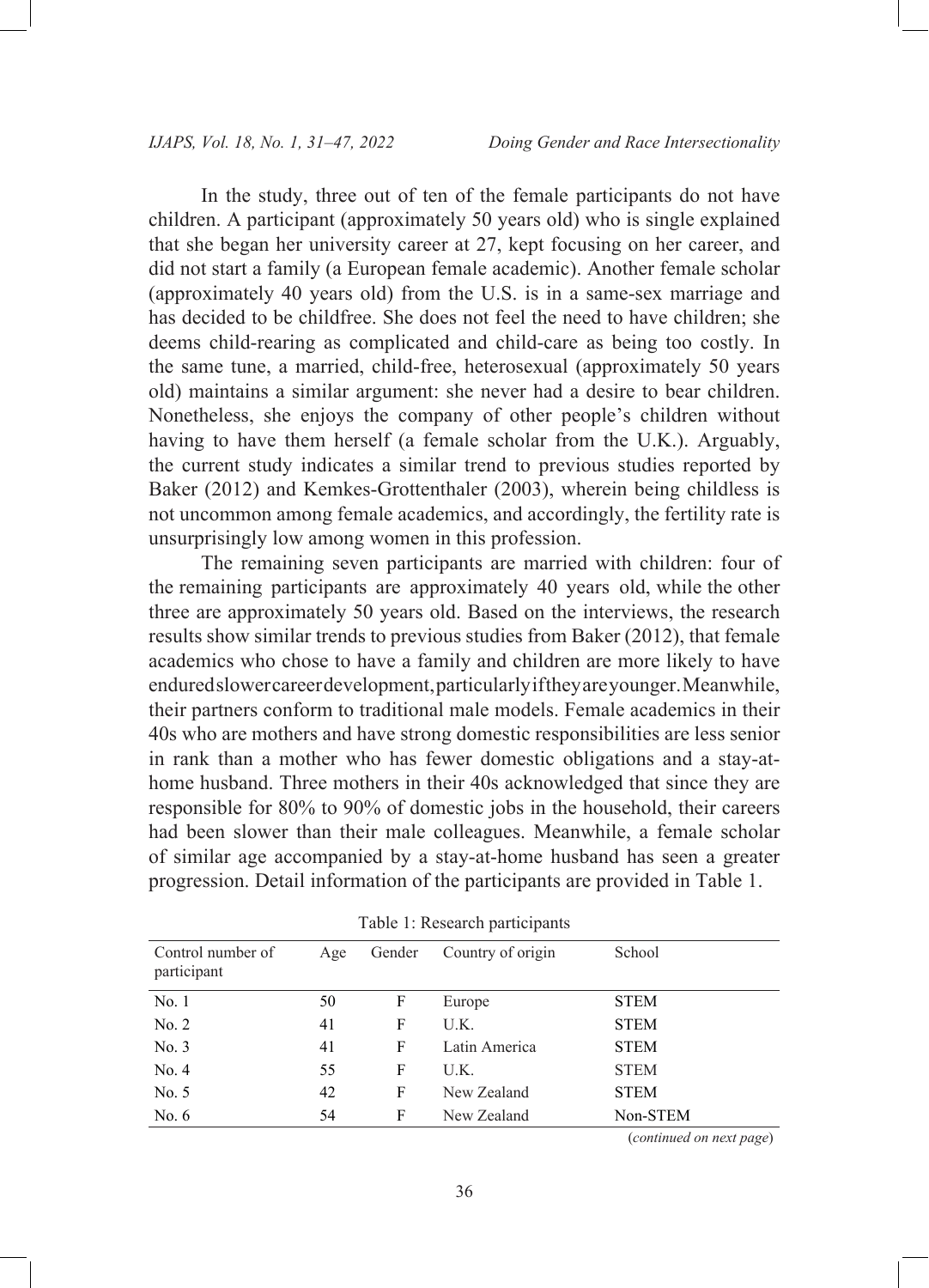In the study, three out of ten of the female participants do not have children. A participant (approximately 50 years old) who is single explained that she began her university career at 27, kept focusing on her career, and did not start a family (a European female academic). Another female scholar (approximately 40 years old) from the U.S. is in a same-sex marriage and has decided to be childfree. She does not feel the need to have children; she deems child-rearing as complicated and child-care as being too costly. In the same tune, a married, child-free, heterosexual (approximately 50 years old) maintains a similar argument: she never had a desire to bear children. Nonetheless, she enjoys the company of other people's children without having to have them herself (a female scholar from the U.K.). Arguably, the current study indicates a similar trend to previous studies reported by Baker (2012) and Kemkes-Grottenthaler (2003), wherein being childless is not uncommon among female academics, and accordingly, the fertility rate is unsurprisingly low among women in this profession.

The remaining seven participants are married with children: four of the remaining participants are approximately 40 years old, while the other three are approximately 50 years old. Based on the interviews, the research results show similar trends to previous studies from Baker (2012), that female academics who chose to have a family and children are more likely to have endured slower career development, particularly if they are younger. Meanwhile, their partners conform to traditional male models. Female academics in their 40s who are mothers and have strong domestic responsibilities are less senior in rank than a mother who has fewer domestic obligations and a stay-at-home husband. Three mothers in their 40s acknowledged that since they are responsible for 80% to 90% of domestic jobs in the household, their careers had been slower than their male colleagues. Meanwhile, a female scholar of similar age accompanied by a stay-at-home husband has seen a greater progression. Detail information of the participants are provided in Table 1.

Table 1: Research participants

| Control number of participant | Age | Gender | Country of origin | School |
|---|---|---|---|---|
| No. 1 | 50 | F | Europe | STEM |
| No. 2 | 41 | F | U.K. | STEM |
| No. 3 | 41 | F | Latin America | STEM |
| No. 4 | 55 | F | U.K. | STEM |
| No. 5 | 42 | F | New Zealand | STEM |
| No. 6 | 54 | F | New Zealand | Non-STEM |

(*continued on next page*)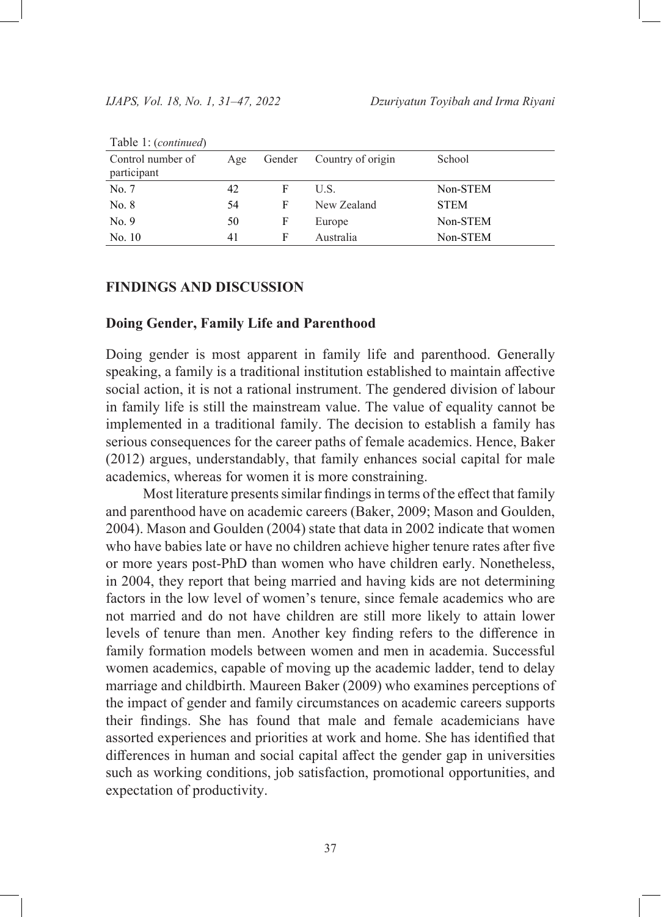Table 1: (*continued*)

| Control number of participant | Age | Gender | Country of origin | School |
|---|---|---|---|---|
| No. 7 | 42 | F | U.S. | Non-STEM |
| No. 8 | 54 | F | New Zealand | STEM |
| No. 9 | 50 | F | Europe | Non-STEM |
| No. 10 | 41 | F | Australia | Non-STEM |

## FINDINGS AND DISCUSSION

### Doing Gender, Family Life and Parenthood

Doing gender is most apparent in family life and parenthood. Generally speaking, a family is a traditional institution established to maintain affective social action, it is not a rational instrument. The gendered division of labour in family life is still the mainstream value. The value of equality cannot be implemented in a traditional family. The decision to establish a family has serious consequences for the career paths of female academics. Hence, Baker (2012) argues, understandably, that family enhances social capital for male academics, whereas for women it is more constraining.

Most literature presents similar findings in terms of the effect that family and parenthood have on academic careers (Baker, 2009; Mason and Goulden, 2004). Mason and Goulden (2004) state that data in 2002 indicate that women who have babies late or have no children achieve higher tenure rates after five or more years post-PhD than women who have children early. Nonetheless, in 2004, they report that being married and having kids are not determining factors in the low level of women's tenure, since female academics who are not married and do not have children are still more likely to attain lower levels of tenure than men. Another key finding refers to the difference in family formation models between women and men in academia. Successful women academics, capable of moving up the academic ladder, tend to delay marriage and childbirth. Maureen Baker (2009) who examines perceptions of the impact of gender and family circumstances on academic careers supports their findings. She has found that male and female academicians have assorted experiences and priorities at work and home. She has identified that differences in human and social capital affect the gender gap in universities such as working conditions, job satisfaction, promotional opportunities, and expectation of productivity.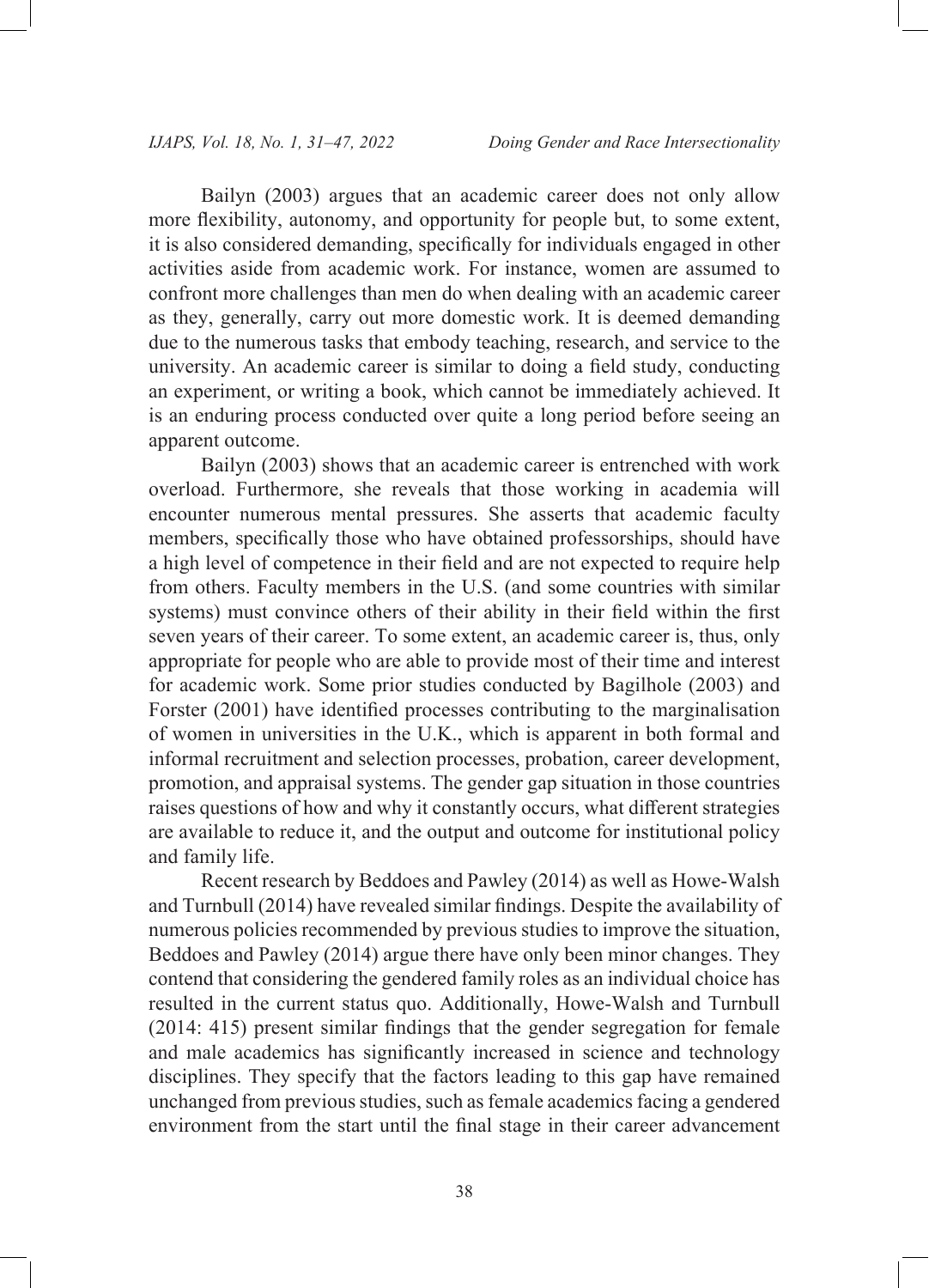Bailyn (2003) argues that an academic career does not only allow more flexibility, autonomy, and opportunity for people but, to some extent, it is also considered demanding, specifically for individuals engaged in other activities aside from academic work. For instance, women are assumed to confront more challenges than men do when dealing with an academic career as they, generally, carry out more domestic work. It is deemed demanding due to the numerous tasks that embody teaching, research, and service to the university. An academic career is similar to doing a field study, conducting an experiment, or writing a book, which cannot be immediately achieved. It is an enduring process conducted over quite a long period before seeing an apparent outcome.

Bailyn (2003) shows that an academic career is entrenched with work overload. Furthermore, she reveals that those working in academia will encounter numerous mental pressures. She asserts that academic faculty members, specifically those who have obtained professorships, should have a high level of competence in their field and are not expected to require help from others. Faculty members in the U.S. (and some countries with similar systems) must convince others of their ability in their field within the first seven years of their career. To some extent, an academic career is, thus, only appropriate for people who are able to provide most of their time and interest for academic work. Some prior studies conducted by Bagilhole (2003) and Forster (2001) have identified processes contributing to the marginalisation of women in universities in the U.K., which is apparent in both formal and informal recruitment and selection processes, probation, career development, promotion, and appraisal systems. The gender gap situation in those countries raises questions of how and why it constantly occurs, what different strategies are available to reduce it, and the output and outcome for institutional policy and family life.

Recent research by Beddoes and Pawley (2014) as well as Howe-Walsh and Turnbull (2014) have revealed similar findings. Despite the availability of numerous policies recommended by previous studies to improve the situation, Beddoes and Pawley (2014) argue there have only been minor changes. They contend that considering the gendered family roles as an individual choice has resulted in the current status quo. Additionally, Howe-Walsh and Turnbull (2014: 415) present similar findings that the gender segregation for female and male academics has significantly increased in science and technology disciplines. They specify that the factors leading to this gap have remained unchanged from previous studies, such as female academics facing a gendered environment from the start until the final stage in their career advancement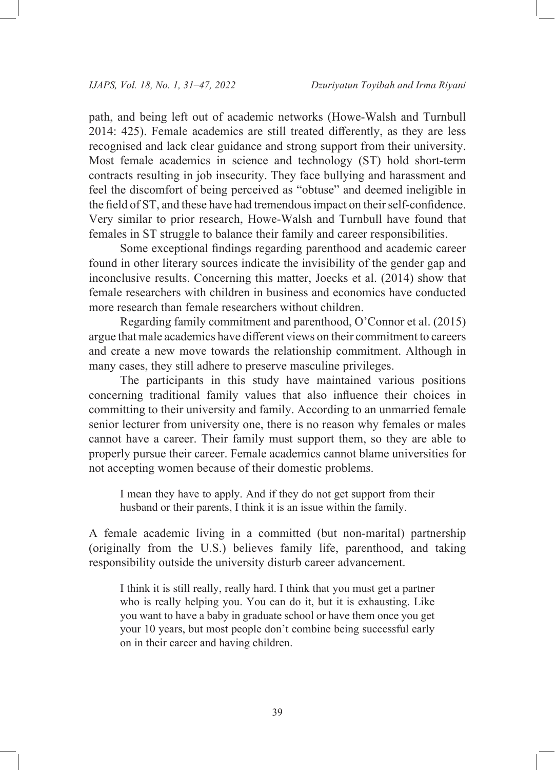path, and being left out of academic networks (Howe-Walsh and Turnbull 2014: 425). Female academics are still treated differently, as they are less recognised and lack clear guidance and strong support from their university. Most female academics in science and technology (ST) hold short-term contracts resulting in job insecurity. They face bullying and harassment and feel the discomfort of being perceived as "obtuse" and deemed ineligible in the field of ST, and these have had tremendous impact on their self-confidence. Very similar to prior research, Howe-Walsh and Turnbull have found that females in ST struggle to balance their family and career responsibilities.

Some exceptional findings regarding parenthood and academic career found in other literary sources indicate the invisibility of the gender gap and inconclusive results. Concerning this matter, Joecks et al. (2014) show that female researchers with children in business and economics have conducted more research than female researchers without children.

Regarding family commitment and parenthood, O'Connor et al. (2015) argue that male academics have different views on their commitment to careers and create a new move towards the relationship commitment. Although in many cases, they still adhere to preserve masculine privileges.

The participants in this study have maintained various positions concerning traditional family values that also influence their choices in committing to their university and family. According to an unmarried female senior lecturer from university one, there is no reason why females or males cannot have a career. Their family must support them, so they are able to properly pursue their career. Female academics cannot blame universities for not accepting women because of their domestic problems.

> I mean they have to apply. And if they do not get support from their husband or their parents, I think it is an issue within the family.

A female academic living in a committed (but non-marital) partnership (originally from the U.S.) believes family life, parenthood, and taking responsibility outside the university disturb career advancement.

> I think it is still really, really hard. I think that you must get a partner who is really helping you. You can do it, but it is exhausting. Like you want to have a baby in graduate school or have them once you get your 10 years, but most people don't combine being successful early on in their career and having children.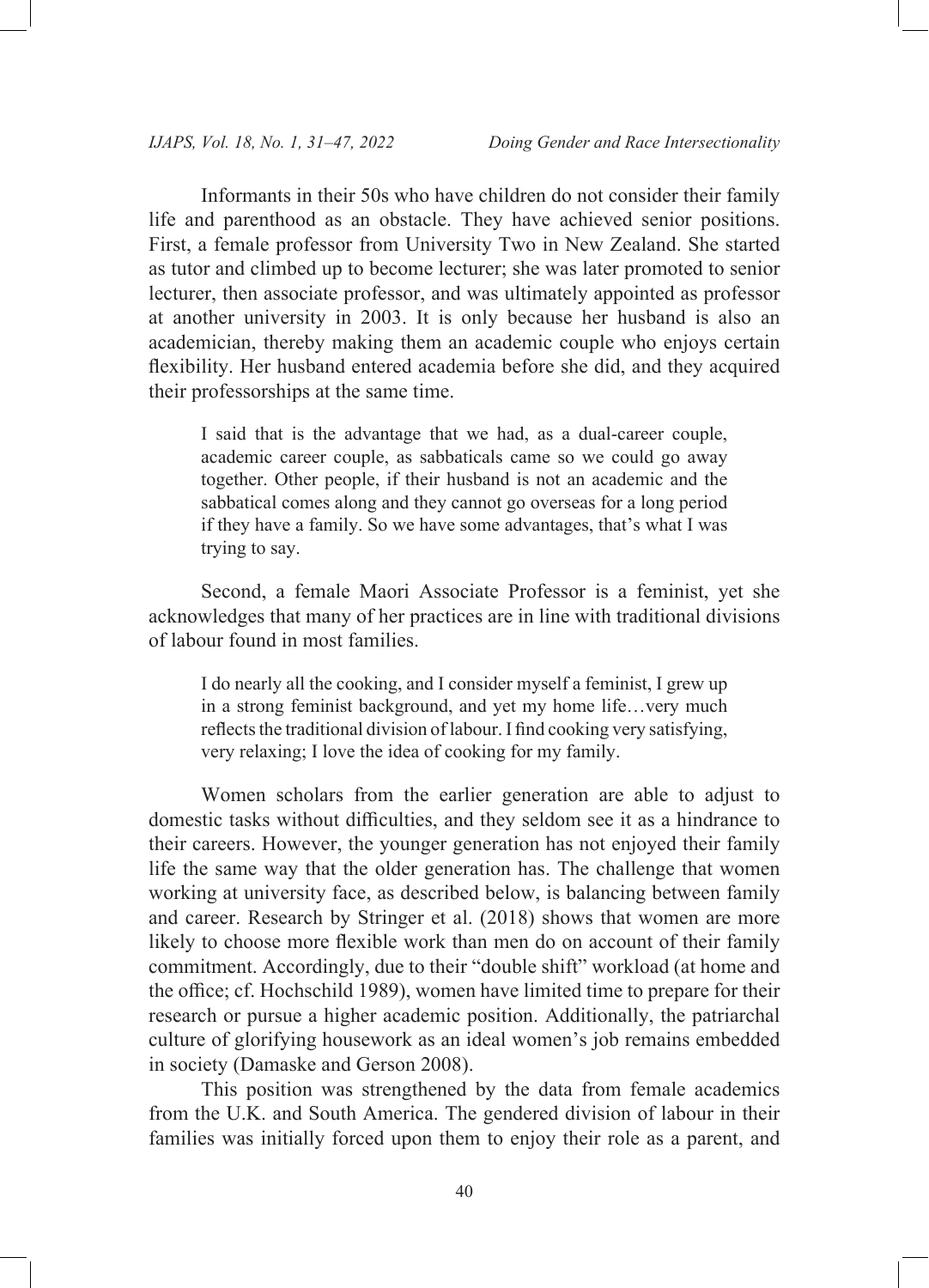Informants in their 50s who have children do not consider their family life and parenthood as an obstacle. They have achieved senior positions. First, a female professor from University Two in New Zealand. She started as tutor and climbed up to become lecturer; she was later promoted to senior lecturer, then associate professor, and was ultimately appointed as professor at another university in 2003. It is only because her husband is also an academician, thereby making them an academic couple who enjoys certain flexibility. Her husband entered academia before she did, and they acquired their professorships at the same time.

> I said that is the advantage that we had, as a dual-career couple, academic career couple, as sabbaticals came so we could go away together. Other people, if their husband is not an academic and the sabbatical comes along and they cannot go overseas for a long period if they have a family. So we have some advantages, that's what I was trying to say.

Second, a female Maori Associate Professor is a feminist, yet she acknowledges that many of her practices are in line with traditional divisions of labour found in most families.

> I do nearly all the cooking, and I consider myself a feminist, I grew up in a strong feminist background, and yet my home life…very much reflects the traditional division of labour. I find cooking very satisfying, very relaxing; I love the idea of cooking for my family.

Women scholars from the earlier generation are able to adjust to domestic tasks without difficulties, and they seldom see it as a hindrance to their careers. However, the younger generation has not enjoyed their family life the same way that the older generation has. The challenge that women working at university face, as described below, is balancing between family and career. Research by Stringer et al. (2018) shows that women are more likely to choose more flexible work than men do on account of their family commitment. Accordingly, due to their "double shift" workload (at home and the office; cf. Hochschild 1989), women have limited time to prepare for their research or pursue a higher academic position. Additionally, the patriarchal culture of glorifying housework as an ideal women's job remains embedded in society (Damaske and Gerson 2008).

This position was strengthened by the data from female academics from the U.K. and South America. The gendered division of labour in their families was initially forced upon them to enjoy their role as a parent, and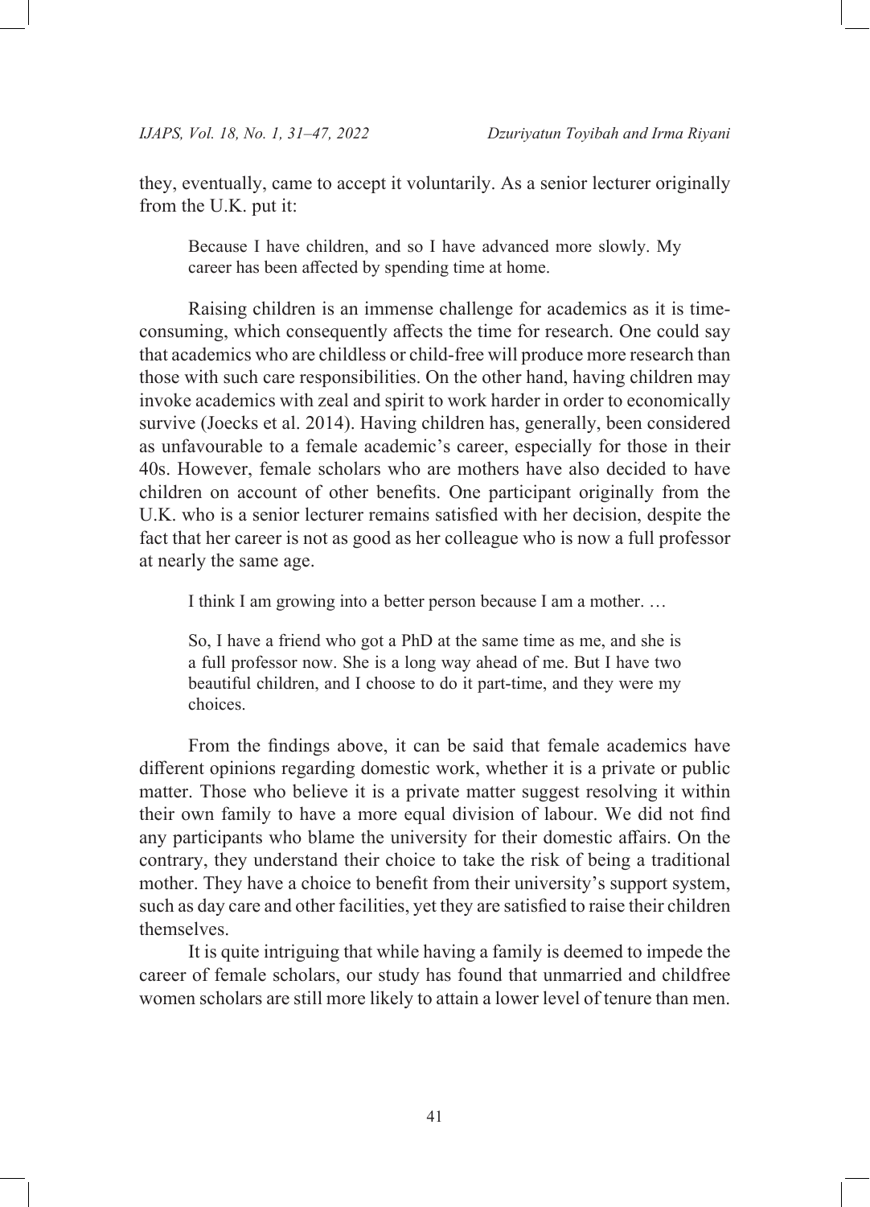they, eventually, came to accept it voluntarily. As a senior lecturer originally from the U.K. put it:

> Because I have children, and so I have advanced more slowly. My career has been affected by spending time at home.

Raising children is an immense challenge for academics as it is time-consuming, which consequently affects the time for research. One could say that academics who are childless or child-free will produce more research than those with such care responsibilities. On the other hand, having children may invoke academics with zeal and spirit to work harder in order to economically survive (Joecks et al. 2014). Having children has, generally, been considered as unfavourable to a female academic's career, especially for those in their 40s. However, female scholars who are mothers have also decided to have children on account of other benefits. One participant originally from the U.K. who is a senior lecturer remains satisfied with her decision, despite the fact that her career is not as good as her colleague who is now a full professor at nearly the same age.

> I think I am growing into a better person because I am a mother. …
>
> So, I have a friend who got a PhD at the same time as me, and she is a full professor now. She is a long way ahead of me. But I have two beautiful children, and I choose to do it part-time, and they were my choices.

From the findings above, it can be said that female academics have different opinions regarding domestic work, whether it is a private or public matter. Those who believe it is a private matter suggest resolving it within their own family to have a more equal division of labour. We did not find any participants who blame the university for their domestic affairs. On the contrary, they understand their choice to take the risk of being a traditional mother. They have a choice to benefit from their university's support system, such as day care and other facilities, yet they are satisfied to raise their children themselves.

It is quite intriguing that while having a family is deemed to impede the career of female scholars, our study has found that unmarried and childfree women scholars are still more likely to attain a lower level of tenure than men.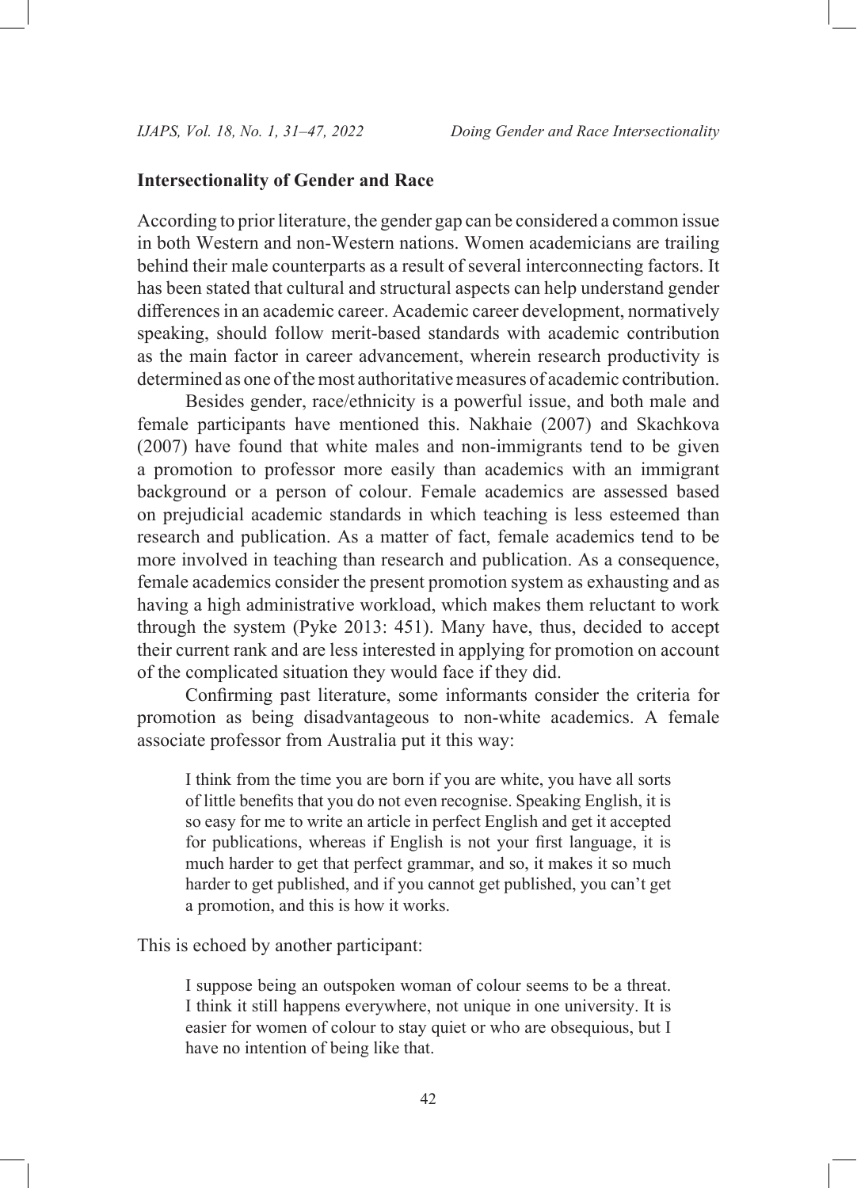## Intersectionality of Gender and Race

According to prior literature, the gender gap can be considered a common issue in both Western and non-Western nations. Women academicians are trailing behind their male counterparts as a result of several interconnecting factors. It has been stated that cultural and structural aspects can help understand gender differences in an academic career. Academic career development, normatively speaking, should follow merit-based standards with academic contribution as the main factor in career advancement, wherein research productivity is determined as one of the most authoritative measures of academic contribution.

Besides gender, race/ethnicity is a powerful issue, and both male and female participants have mentioned this. Nakhaie (2007) and Skachkova (2007) have found that white males and non-immigrants tend to be given a promotion to professor more easily than academics with an immigrant background or a person of colour. Female academics are assessed based on prejudicial academic standards in which teaching is less esteemed than research and publication. As a matter of fact, female academics tend to be more involved in teaching than research and publication. As a consequence, female academics consider the present promotion system as exhausting and as having a high administrative workload, which makes them reluctant to work through the system (Pyke 2013: 451). Many have, thus, decided to accept their current rank and are less interested in applying for promotion on account of the complicated situation they would face if they did.

Confirming past literature, some informants consider the criteria for promotion as being disadvantageous to non-white academics. A female associate professor from Australia put it this way:

> I think from the time you are born if you are white, you have all sorts of little benefits that you do not even recognise. Speaking English, it is so easy for me to write an article in perfect English and get it accepted for publications, whereas if English is not your first language, it is much harder to get that perfect grammar, and so, it makes it so much harder to get published, and if you cannot get published, you can't get a promotion, and this is how it works.

This is echoed by another participant:

> I suppose being an outspoken woman of colour seems to be a threat. I think it still happens everywhere, not unique in one university. It is easier for women of colour to stay quiet or who are obsequious, but I have no intention of being like that.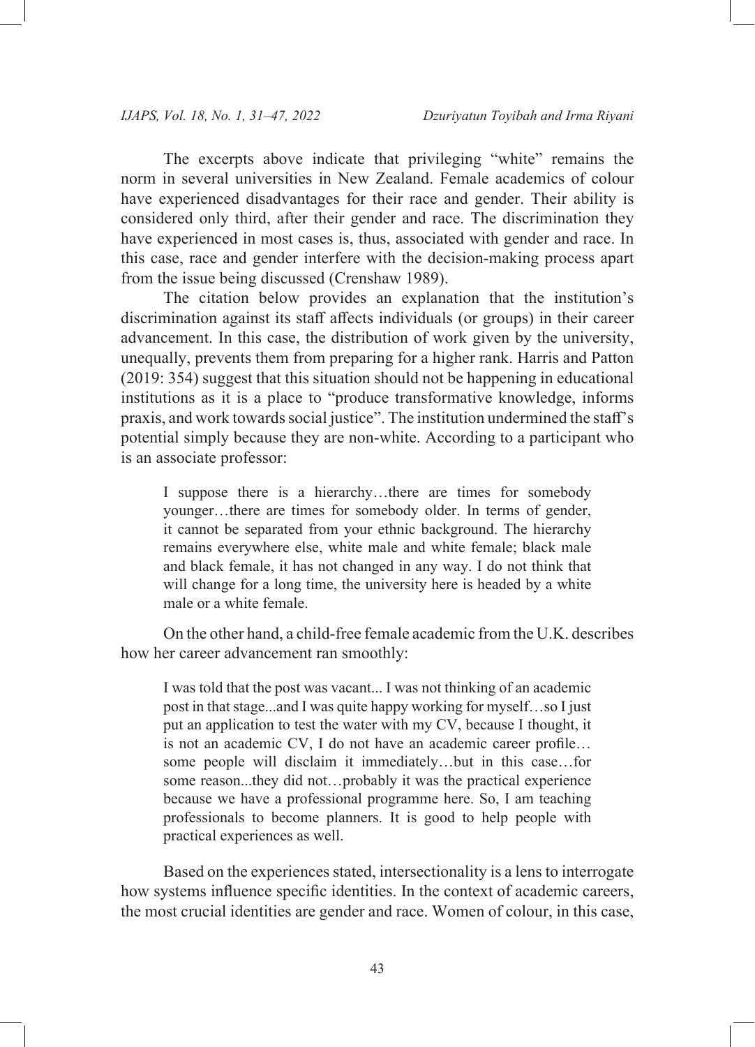The excerpts above indicate that privileging "white" remains the norm in several universities in New Zealand. Female academics of colour have experienced disadvantages for their race and gender. Their ability is considered only third, after their gender and race. The discrimination they have experienced in most cases is, thus, associated with gender and race. In this case, race and gender interfere with the decision-making process apart from the issue being discussed (Crenshaw 1989).

The citation below provides an explanation that the institution's discrimination against its staff affects individuals (or groups) in their career advancement. In this case, the distribution of work given by the university, unequally, prevents them from preparing for a higher rank. Harris and Patton (2019: 354) suggest that this situation should not be happening in educational institutions as it is a place to "produce transformative knowledge, informs praxis, and work towards social justice". The institution undermined the staff's potential simply because they are non-white. According to a participant who is an associate professor:

> I suppose there is a hierarchy…there are times for somebody younger…there are times for somebody older. In terms of gender, it cannot be separated from your ethnic background. The hierarchy remains everywhere else, white male and white female; black male and black female, it has not changed in any way. I do not think that will change for a long time, the university here is headed by a white male or a white female.

On the other hand, a child-free female academic from the U.K. describes how her career advancement ran smoothly:

> I was told that the post was vacant... I was not thinking of an academic post in that stage...and I was quite happy working for myself…so I just put an application to test the water with my CV, because I thought, it is not an academic CV, I do not have an academic career profile… some people will disclaim it immediately…but in this case…for some reason...they did not…probably it was the practical experience because we have a professional programme here. So, I am teaching professionals to become planners. It is good to help people with practical experiences as well.

Based on the experiences stated, intersectionality is a lens to interrogate how systems influence specific identities. In the context of academic careers, the most crucial identities are gender and race. Women of colour, in this case,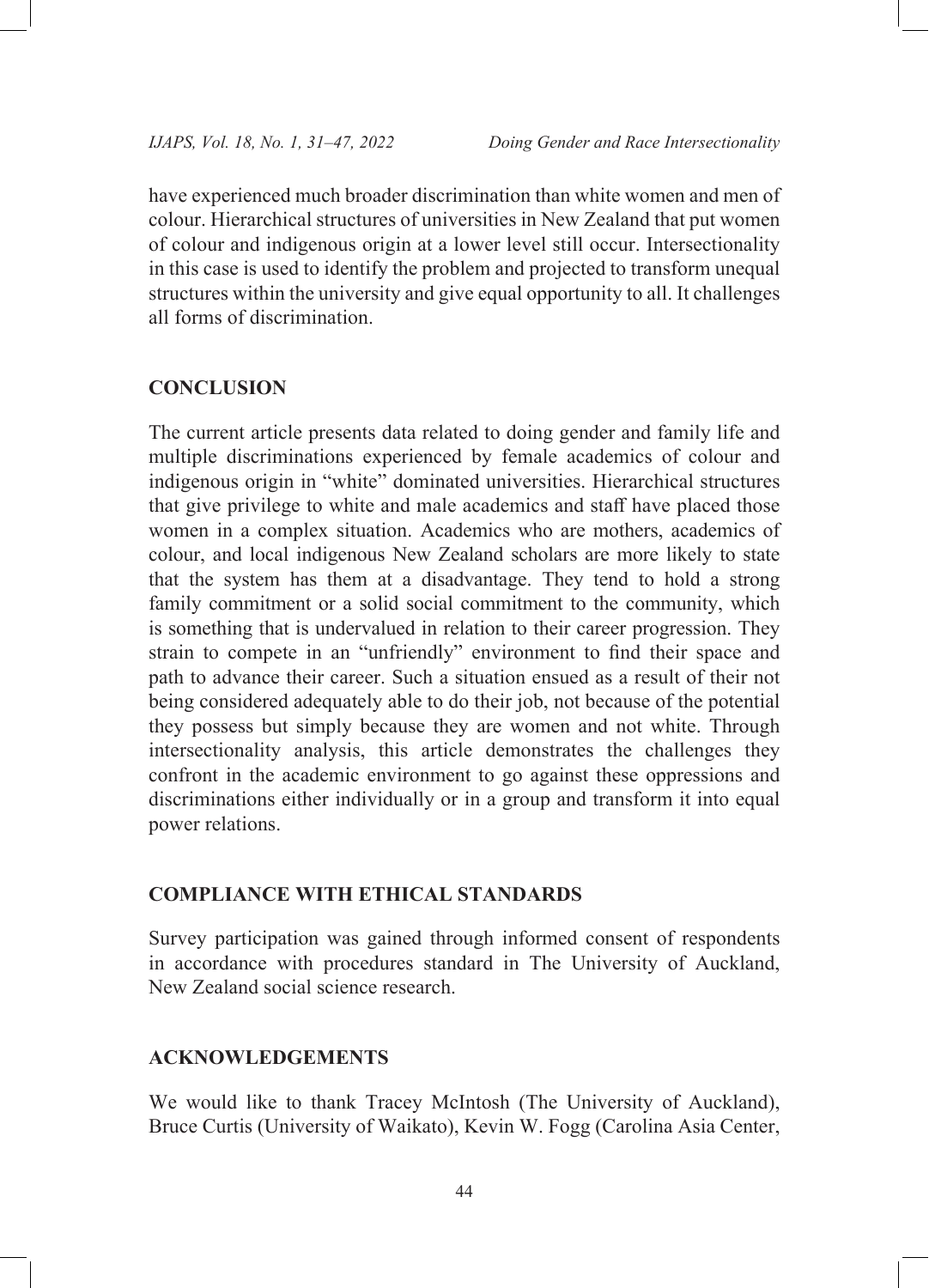have experienced much broader discrimination than white women and men of colour. Hierarchical structures of universities in New Zealand that put women of colour and indigenous origin at a lower level still occur. Intersectionality in this case is used to identify the problem and projected to transform unequal structures within the university and give equal opportunity to all. It challenges all forms of discrimination.

## CONCLUSION

The current article presents data related to doing gender and family life and multiple discriminations experienced by female academics of colour and indigenous origin in "white" dominated universities. Hierarchical structures that give privilege to white and male academics and staff have placed those women in a complex situation. Academics who are mothers, academics of colour, and local indigenous New Zealand scholars are more likely to state that the system has them at a disadvantage. They tend to hold a strong family commitment or a solid social commitment to the community, which is something that is undervalued in relation to their career progression. They strain to compete in an "unfriendly" environment to find their space and path to advance their career. Such a situation ensued as a result of their not being considered adequately able to do their job, not because of the potential they possess but simply because they are women and not white. Through intersectionality analysis, this article demonstrates the challenges they confront in the academic environment to go against these oppressions and discriminations either individually or in a group and transform it into equal power relations.

## COMPLIANCE WITH ETHICAL STANDARDS

Survey participation was gained through informed consent of respondents in accordance with procedures standard in The University of Auckland, New Zealand social science research.

## ACKNOWLEDGEMENTS

We would like to thank Tracey McIntosh (The University of Auckland), Bruce Curtis (University of Waikato), Kevin W. Fogg (Carolina Asia Center,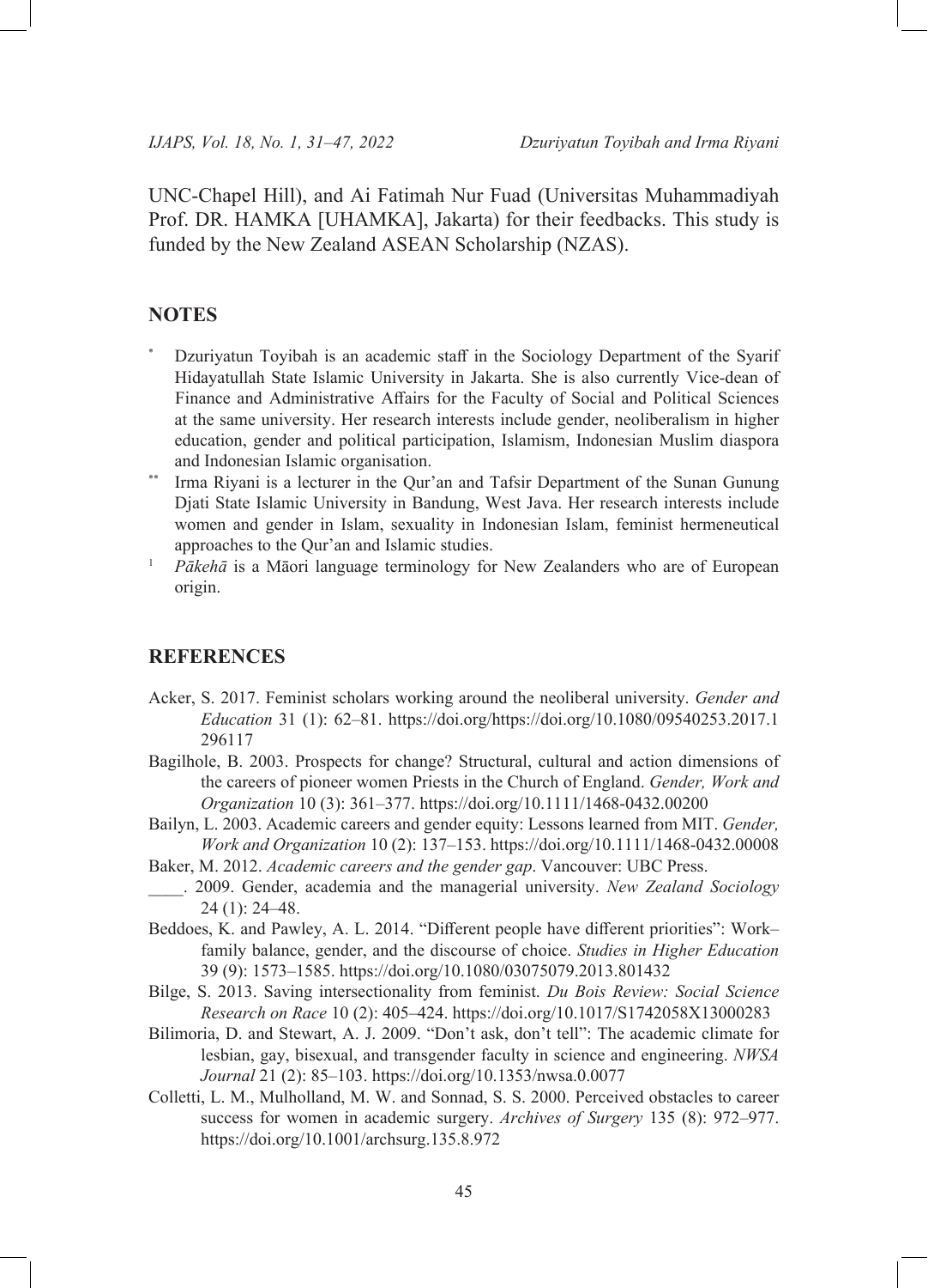UNC-Chapel Hill), and Ai Fatimah Nur Fuad (Universitas Muhammadiyah Prof. DR. HAMKA [UHAMKA], Jakarta) for their feedbacks. This study is funded by the New Zealand ASEAN Scholarship (NZAS).

## NOTES

[*] Dzuriyatun Toyibah is an academic staff in the Sociology Department of the Syarif Hidayatullah State Islamic University in Jakarta. She is also currently Vice-dean of Finance and Administrative Affairs for the Faculty of Social and Political Sciences at the same university. Her research interests include gender, neoliberalism in higher education, gender and political participation, Islamism, Indonesian Muslim diaspora and Indonesian Islamic organisation.

[**] Irma Riyani is a lecturer in the Qur'an and Tafsir Department of the Sunan Gunung Djati State Islamic University in Bandung, West Java. Her research interests include women and gender in Islam, sexuality in Indonesian Islam, feminist hermeneutical approaches to the Qur'an and Islamic studies.

[1] *Pākehā* is a Māori language terminology for New Zealanders who are of European origin.

## REFERENCES

Acker, S. 2017. Feminist scholars working around the neoliberal university. *Gender and Education* 31 (1): 62–81. https://doi.org/https://doi.org/10.1080/09540253.2017.1296117

Bagilhole, B. 2003. Prospects for change? Structural, cultural and action dimensions of the careers of pioneer women Priests in the Church of England. *Gender, Work and Organization* 10 (3): 361–377. https://doi.org/10.1111/1468-0432.00200

Bailyn, L. 2003. Academic careers and gender equity: Lessons learned from MIT. *Gender, Work and Organization* 10 (2): 137–153. https://doi.org/10.1111/1468-0432.00008

Baker, M. 2012. *Academic careers and the gender gap*. Vancouver: UBC Press.

____. 2009. Gender, academia and the managerial university. *New Zealand Sociology* 24 (1): 24–48.

Beddoes, K. and Pawley, A. L. 2014. "Different people have different priorities": Work–family balance, gender, and the discourse of choice. *Studies in Higher Education* 39 (9): 1573–1585. https://doi.org/10.1080/03075079.2013.801432

Bilge, S. 2013. Saving intersectionality from feminist. *Du Bois Review: Social Science Research on Race* 10 (2): 405–424. https://doi.org/10.1017/S1742058X13000283

Bilimoria, D. and Stewart, A. J. 2009. "Don't ask, don't tell": The academic climate for lesbian, gay, bisexual, and transgender faculty in science and engineering. *NWSA Journal* 21 (2): 85–103. https://doi.org/10.1353/nwsa.0.0077

Colletti, L. M., Mulholland, M. W. and Sonnad, S. S. 2000. Perceived obstacles to career success for women in academic surgery. *Archives of Surgery* 135 (8): 972–977. https://doi.org/10.1001/archsurg.135.8.972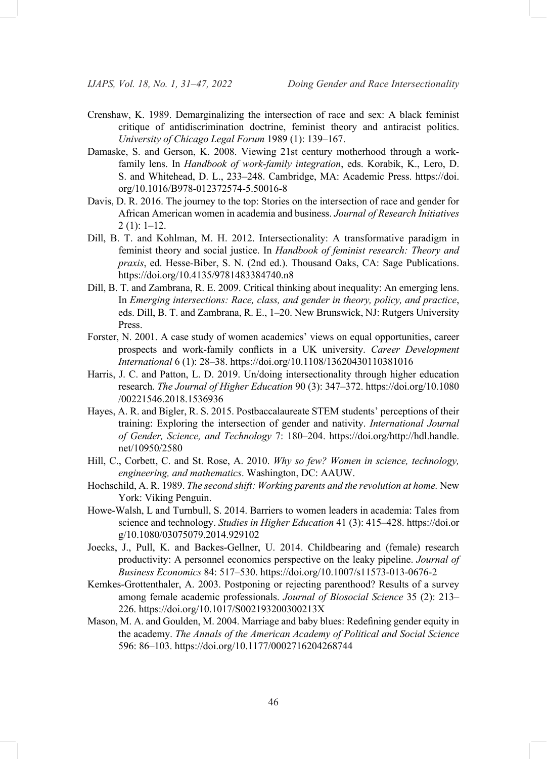Crenshaw, K. 1989. Demarginalizing the intersection of race and sex: A black feminist critique of antidiscrimination doctrine, feminist theory and antiracist politics. *University of Chicago Legal Forum* 1989 (1): 139–167.

Damaske, S. and Gerson, K. 2008. Viewing 21st century motherhood through a work-family lens. In *Handbook of work-family integration*, eds. Korabik, K., Lero, D. S. and Whitehead, D. L., 233–248. Cambridge, MA: Academic Press. https://doi.org/10.1016/B978-012372574-5.50016-8

Davis, D. R. 2016. The journey to the top: Stories on the intersection of race and gender for African American women in academia and business. *Journal of Research Initiatives* 2 (1): 1–12.

Dill, B. T. and Kohlman, M. H. 2012. Intersectionality: A transformative paradigm in feminist theory and social justice. In *Handbook of feminist research: Theory and praxis*, ed. Hesse-Biber, S. N. (2nd ed.). Thousand Oaks, CA: Sage Publications. https://doi.org/10.4135/9781483384740.n8

Dill, B. T. and Zambrana, R. E. 2009. Critical thinking about inequality: An emerging lens. In *Emerging intersections: Race, class, and gender in theory, policy, and practice*, eds. Dill, B. T. and Zambrana, R. E., 1–20. New Brunswick, NJ: Rutgers University Press.

Forster, N. 2001. A case study of women academics' views on equal opportunities, career prospects and work-family conflicts in a UK university. *Career Development International* 6 (1): 28–38. https://doi.org/10.1108/13620430110381016

Harris, J. C. and Patton, L. D. 2019. Un/doing intersectionality through higher education research. *The Journal of Higher Education* 90 (3): 347–372. https://doi.org/10.1080/00221546.2018.1536936

Hayes, A. R. and Bigler, R. S. 2015. Postbaccalaureate STEM students' perceptions of their training: Exploring the intersection of gender and nativity. *International Journal of Gender, Science, and Technology* 7: 180–204. https://doi.org/http://hdl.handle.net/10950/2580

Hill, C., Corbett, C. and St. Rose, A. 2010. *Why so few? Women in science, technology, engineering, and mathematics*. Washington, DC: AAUW.

Hochschild, A. R. 1989. *The second shift: Working parents and the revolution at home.* New York: Viking Penguin.

Howe-Walsh, L and Turnbull, S. 2014. Barriers to women leaders in academia: Tales from science and technology. *Studies in Higher Education* 41 (3): 415–428. https://doi.org/10.1080/03075079.2014.929102

Joecks, J., Pull, K. and Backes-Gellner, U. 2014. Childbearing and (female) research productivity: A personnel economics perspective on the leaky pipeline. *Journal of Business Economics* 84: 517–530. https://doi.org/10.1007/s11573-013-0676-2

Kemkes-Grottenthaler, A. 2003. Postponing or rejecting parenthood? Results of a survey among female academic professionals. *Journal of Biosocial Science* 35 (2): 213–226. https://doi.org/10.1017/S002193200300213X

Mason, M. A. and Goulden, M. 2004. Marriage and baby blues: Redefining gender equity in the academy. *The Annals of the American Academy of Political and Social Science* 596: 86–103. https://doi.org/10.1177/0002716204268744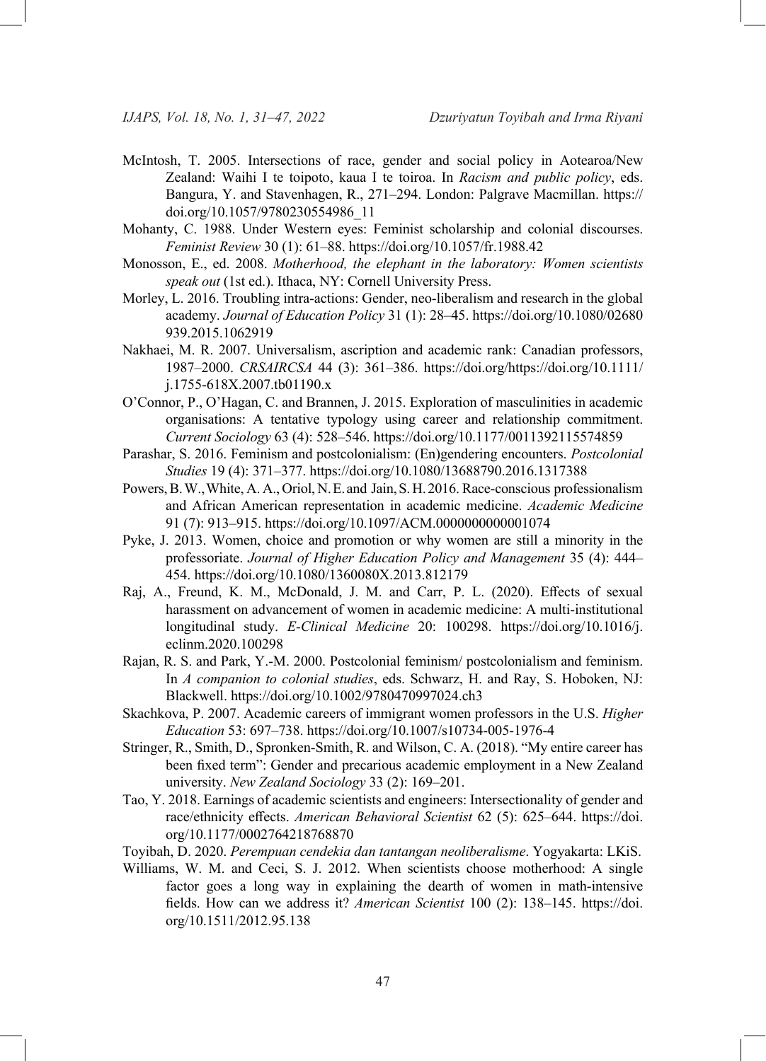McIntosh, T. 2005. Intersections of race, gender and social policy in Aotearoa/New Zealand: Waihi I te toipoto, kaua I te toiroa. In *Racism and public policy*, eds. Bangura, Y. and Stavenhagen, R., 271–294. London: Palgrave Macmillan. https://doi.org/10.1057/9780230554986_11

Mohanty, C. 1988. Under Western eyes: Feminist scholarship and colonial discourses. *Feminist Review* 30 (1): 61–88. https://doi.org/10.1057/fr.1988.42

Monosson, E., ed. 2008. *Motherhood, the elephant in the laboratory: Women scientists speak out* (1st ed.). Ithaca, NY: Cornell University Press.

Morley, L. 2016. Troubling intra-actions: Gender, neo-liberalism and research in the global academy. *Journal of Education Policy* 31 (1): 28–45. https://doi.org/10.1080/02680939.2015.1062919

Nakhaei, M. R. 2007. Universalism, ascription and academic rank: Canadian professors, 1987–2000. *CRSAIRCSA* 44 (3): 361–386. https://doi.org/https://doi.org/10.1111/j.1755-618X.2007.tb01190.x

O'Connor, P., O'Hagan, C. and Brannen, J. 2015. Exploration of masculinities in academic organisations: A tentative typology using career and relationship commitment. *Current Sociology* 63 (4): 528–546. https://doi.org/10.1177/0011392115574859

Parashar, S. 2016. Feminism and postcolonialism: (En)gendering encounters. *Postcolonial Studies* 19 (4): 371–377. https://doi.org/10.1080/13688790.2016.1317388

Powers, B. W., White, A. A., Oriol, N. E. and Jain, S. H. 2016. Race-conscious professionalism and African American representation in academic medicine. *Academic Medicine* 91 (7): 913–915. https://doi.org/10.1097/ACM.0000000000001074

Pyke, J. 2013. Women, choice and promotion or why women are still a minority in the professoriate. *Journal of Higher Education Policy and Management* 35 (4): 444–454. https://doi.org/10.1080/1360080X.2013.812179

Raj, A., Freund, K. M., McDonald, J. M. and Carr, P. L. (2020). Effects of sexual harassment on advancement of women in academic medicine: A multi-institutional longitudinal study. *E-Clinical Medicine* 20: 100298. https://doi.org/10.1016/j.eclinm.2020.100298

Rajan, R. S. and Park, Y.-M. 2000. Postcolonial feminism/ postcolonialism and feminism. In *A companion to colonial studies*, eds. Schwarz, H. and Ray, S. Hoboken, NJ: Blackwell. https://doi.org/10.1002/9780470997024.ch3

Skachkova, P. 2007. Academic careers of immigrant women professors in the U.S. *Higher Education* 53: 697–738. https://doi.org/10.1007/s10734-005-1976-4

Stringer, R., Smith, D., Spronken-Smith, R. and Wilson, C. A. (2018). "My entire career has been fixed term": Gender and precarious academic employment in a New Zealand university. *New Zealand Sociology* 33 (2): 169–201.

Tao, Y. 2018. Earnings of academic scientists and engineers: Intersectionality of gender and race/ethnicity effects. *American Behavioral Scientist* 62 (5): 625–644. https://doi.org/10.1177/0002764218768870

Toyibah, D. 2020. *Perempuan cendekia dan tantangan neoliberalisme*. Yogyakarta: LKiS.

Williams, W. M. and Ceci, S. J. 2012. When scientists choose motherhood: A single factor goes a long way in explaining the dearth of women in math-intensive fields. How can we address it? *American Scientist* 100 (2): 138–145. https://doi.org/10.1511/2012.95.138